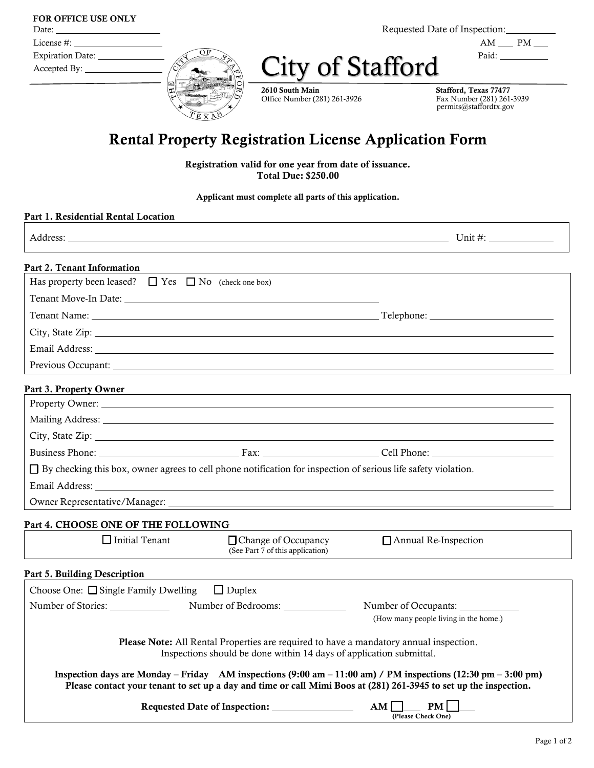**FOR OFFICE USE ONLY**
Date: ____________
License #: ____________
Expiration Date: ____________
Accepted By: ____________

Requested Date of Inspection: ____________
AM ___ PM ___
Paid: ____________

# City of Stafford

**2610 South Main**
Office Number (281) 261-3926

**Stafford, Texas 77477**
Fax Number (281) 261-3939
permits@staffordtx.gov

## Rental Property Registration License Application Form

**Registration valid for one year from date of issuance.**
**Total Due: $250.00**

**Applicant must complete all parts of this application.**

### Part 1. Residential Rental Location

Address: ____________________ Unit #: ____________

### Part 2. Tenant Information

Has property been leased? ☐ Yes ☐ No (check one box)

Tenant Move-In Date: ____________________

Tenant Name: ____________________ Telephone: ____________

City, State Zip: ____________________

Email Address: ____________________

Previous Occupant: ____________________

### Part 3. Property Owner

Property Owner: ____________________

Mailing Address: ____________________

City, State Zip: ____________________

Business Phone: ____________ Fax: ____________ Cell Phone: ____________

☐ By checking this box, owner agrees to cell phone notification for inspection of serious life safety violation.

Email Address: ____________________

Owner Representative/Manager: ____________________

### Part 4. CHOOSE ONE OF THE FOLLOWING

☐ Initial Tenant ☐ Change of Occupancy (See Part 7 of this application) ☐ Annual Re-Inspection

### Part 5. Building Description

Choose One: ☐ Single Family Dwelling ☐ Duplex

Number of Stories: ____________ Number of Bedrooms: ____________ Number of Occupants: ____________ (How many people living in the home.)

**Please Note:** All Rental Properties are required to have a mandatory annual inspection. Inspections should be done within 14 days of application submittal.

**Inspection days are Monday – Friday AM inspections (9:00 am – 11:00 am) / PM inspections (12:30 pm – 3:00 pm)**
**Please contact your tenant to set up a day and time or call Mimi Boos at (281) 261-3945 to set up the inspection.**

**Requested Date of Inspection:** ____________ **AM** ☐ **PM** ☐ **(Please Check One)**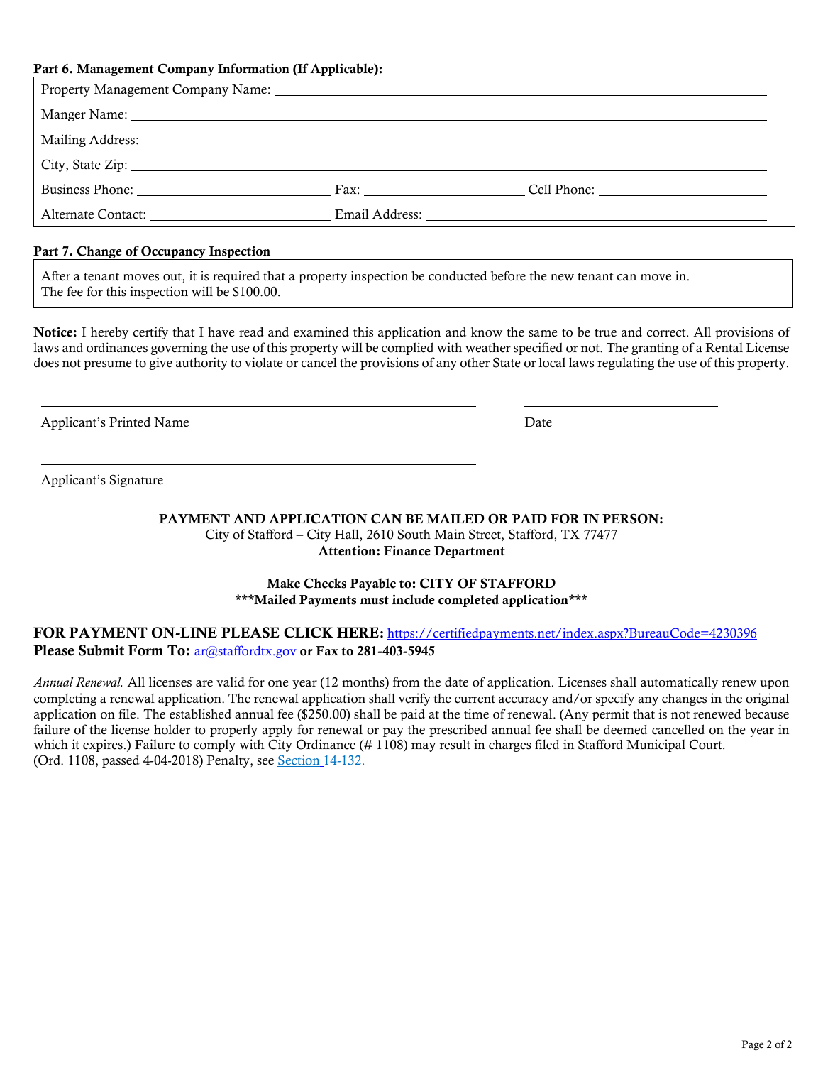**Part 6. Management Company Information (If Applicable):**

Property Management Company Name: ______________________________

Manger Name: ______________________________

Mailing Address: ______________________________

City, State Zip: ______________________________

Business Phone: ______________ Fax: ______________ Cell Phone: ______________

Alternate Contact: ______________ Email Address: ______________

**Part 7. Change of Occupancy Inspection**

After a tenant moves out, it is required that a property inspection be conducted before the new tenant can move in. The fee for this inspection will be $100.00.

**Notice:** I hereby certify that I have read and examined this application and know the same to be true and correct. All provisions of laws and ordinances governing the use of this property will be complied with weather specified or not. The granting of a Rental License does not presume to give authority to violate or cancel the provisions of any other State or local laws regulating the use of this property.

______________________________ ______________

Applicant's Printed Name Date

______________________________

Applicant's Signature

**PAYMENT AND APPLICATION CAN BE MAILED OR PAID FOR IN PERSON:**
City of Stafford – City Hall, 2610 South Main Street, Stafford, TX 77477
**Attention: Finance Department**

**Make Checks Payable to: CITY OF STAFFORD**
**\*\*\*Mailed Payments must include completed application\*\*\***

**FOR PAYMENT ON-LINE PLEASE CLICK HERE:** https://certifiedpayments.net/index.aspx?BureauCode=4230396
**Please Submit Form To:** ar@staffordtx.gov **or Fax to 281-403-5945**

*Annual Renewal.* All licenses are valid for one year (12 months) from the date of application. Licenses shall automatically renew upon completing a renewal application. The renewal application shall verify the current accuracy and/or specify any changes in the original application on file. The established annual fee ($250.00) shall be paid at the time of renewal. (Any permit that is not renewed because failure of the license holder to properly apply for renewal or pay the prescribed annual fee shall be deemed cancelled on the year in which it expires.) Failure to comply with City Ordinance (# 1108) may result in charges filed in Stafford Municipal Court.
(Ord. 1108, passed 4-04-2018) Penalty, see Section 14-132.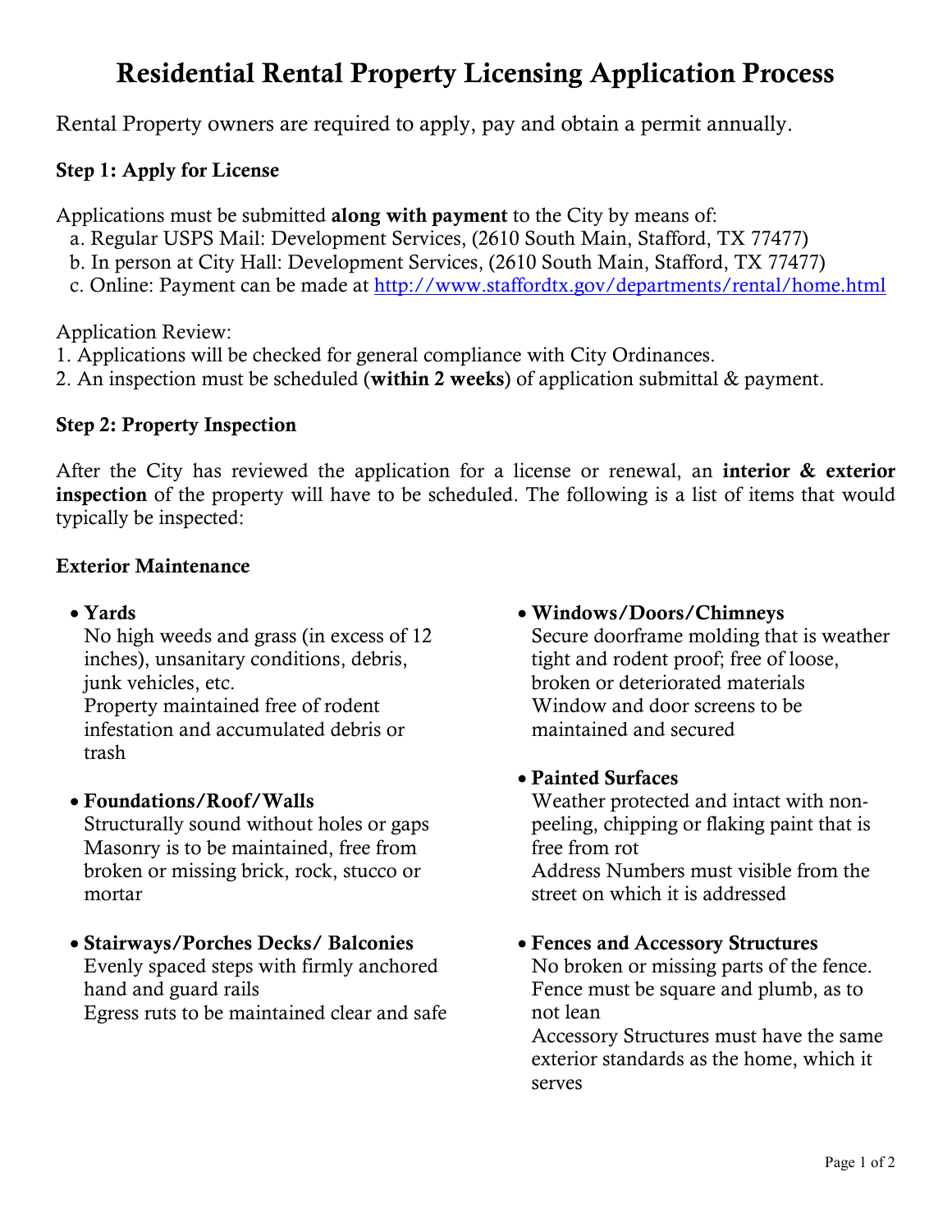# Residential Rental Property Licensing Application Process

Rental Property owners are required to apply, pay and obtain a permit annually.

**Step 1: Apply for License**

Applications must be submitted **along with payment** to the City by means of:

a. Regular USPS Mail: Development Services, (2610 South Main, Stafford, TX 77477)
b. In person at City Hall: Development Services, (2610 South Main, Stafford, TX 77477)
c. Online: Payment can be made at http://www.staffordtx.gov/departments/rental/home.html

Application Review:

1. Applications will be checked for general compliance with City Ordinances.
2. An inspection must be scheduled (**within 2 weeks**) of application submittal & payment.

**Step 2: Property Inspection**

After the City has reviewed the application for a license or renewal, an **interior & exterior inspection** of the property will have to be scheduled. The following is a list of items that would typically be inspected:

**Exterior Maintenance**

- **Yards**
  No high weeds and grass (in excess of 12 inches), unsanitary conditions, debris, junk vehicles, etc.
  Property maintained free of rodent infestation and accumulated debris or trash

- **Foundations/Roof/Walls**
  Structurally sound without holes or gaps
  Masonry is to be maintained, free from broken or missing brick, rock, stucco or mortar

- **Stairways/Porches Decks/ Balconies**
  Evenly spaced steps with firmly anchored hand and guard rails
  Egress ruts to be maintained clear and safe

- **Windows/Doors/Chimneys**
  Secure doorframe molding that is weather tight and rodent proof; free of loose, broken or deteriorated materials
  Window and door screens to be maintained and secured

- **Painted Surfaces**
  Weather protected and intact with non-peeling, chipping or flaking paint that is free from rot
  Address Numbers must visible from the street on which it is addressed

- **Fences and Accessory Structures**
  No broken or missing parts of the fence.
  Fence must be square and plumb, as to not lean
  Accessory Structures must have the same exterior standards as the home, which it serves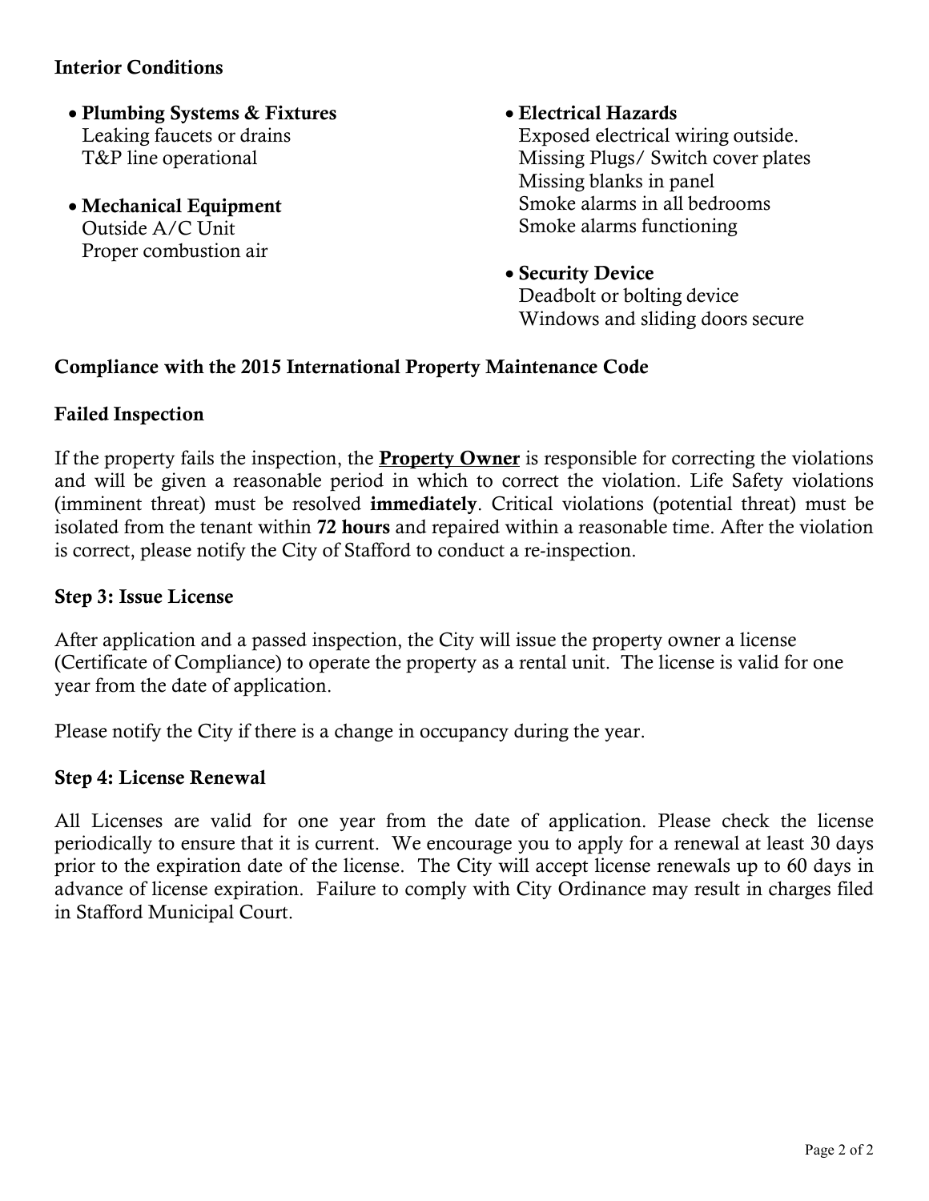**Interior Conditions**

- **Plumbing Systems & Fixtures**
  Leaking faucets or drains
  T&P line operational

- **Mechanical Equipment**
  Outside A/C Unit
  Proper combustion air

- **Electrical Hazards**
  Exposed electrical wiring outside.
  Missing Plugs/ Switch cover plates
  Missing blanks in panel
  Smoke alarms in all bedrooms
  Smoke alarms functioning

- **Security Device**
  Deadbolt or bolting device
  Windows and sliding doors secure

**Compliance with the 2015 International Property Maintenance Code**

**Failed Inspection**

If the property fails the inspection, the **Property Owner** is responsible for correcting the violations and will be given a reasonable period in which to correct the violation. Life Safety violations (imminent threat) must be resolved **immediately**. Critical violations (potential threat) must be isolated from the tenant within **72 hours** and repaired within a reasonable time. After the violation is correct, please notify the City of Stafford to conduct a re-inspection.

**Step 3: Issue License**

After application and a passed inspection, the City will issue the property owner a license (Certificate of Compliance) to operate the property as a rental unit. The license is valid for one year from the date of application.

Please notify the City if there is a change in occupancy during the year.

**Step 4: License Renewal**

All Licenses are valid for one year from the date of application. Please check the license periodically to ensure that it is current. We encourage you to apply for a renewal at least 30 days prior to the expiration date of the license. The City will accept license renewals up to 60 days in advance of license expiration. Failure to comply with City Ordinance may result in charges filed in Stafford Municipal Court.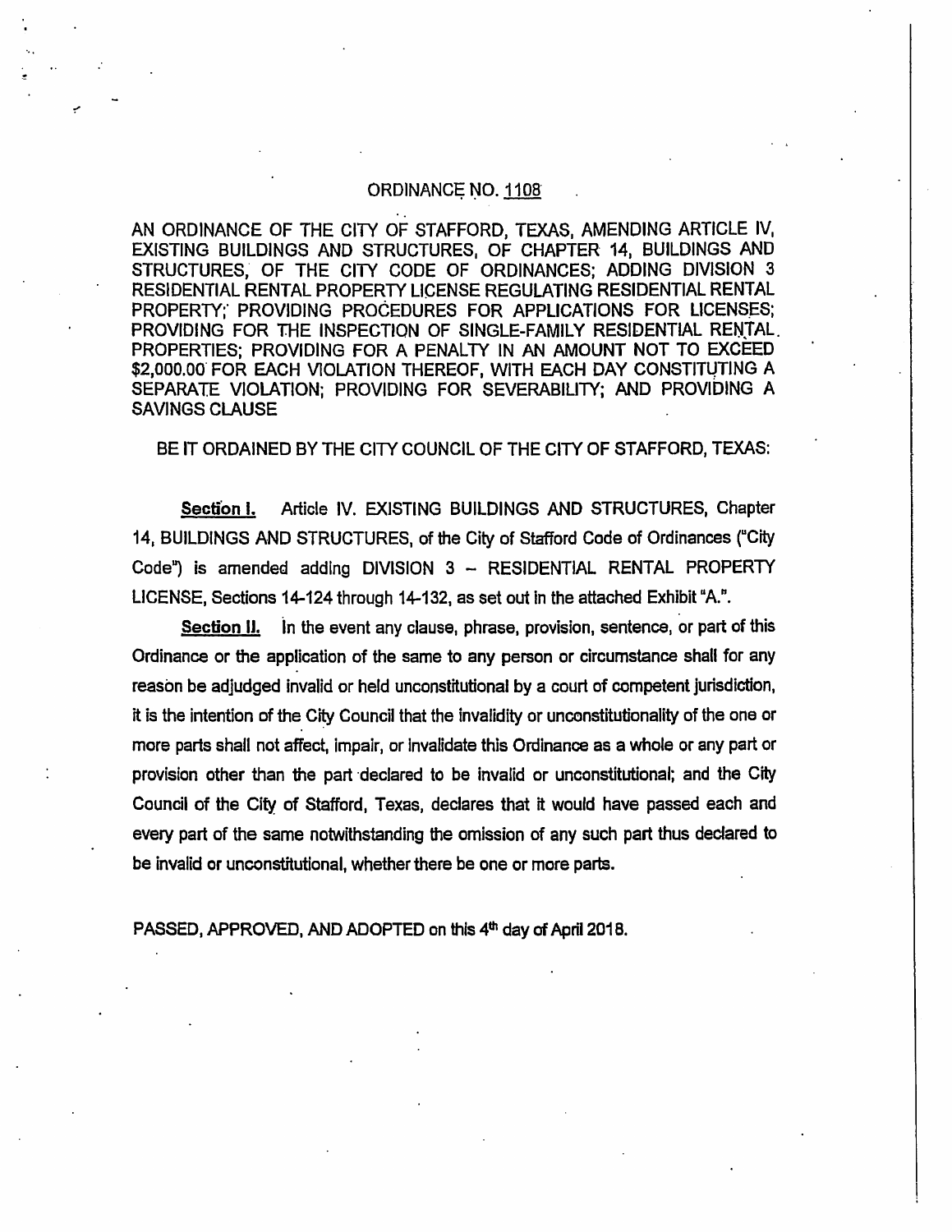# ORDINANCE NO. 1108

AN ORDINANCE OF THE CITY OF STAFFORD, TEXAS, AMENDING ARTICLE IV, EXISTING BUILDINGS AND STRUCTURES, OF CHAPTER 14, BUILDINGS AND STRUCTURES, OF THE CITY CODE OF ORDINANCES; ADDING DIVISION 3 RESIDENTIAL RENTAL PROPERTY LICENSE REGULATING RESIDENTIAL RENTAL PROPERTY; PROVIDING PROCEDURES FOR APPLICATIONS FOR LICENSES; PROVIDING FOR THE INSPECTION OF SINGLE-FAMILY RESIDENTIAL RENTAL PROPERTIES; PROVIDING FOR A PENALTY IN AN AMOUNT NOT TO EXCEED $2,000.00 FOR EACH VIOLATION THEREOF, WITH EACH DAY CONSTITUTING A SEPARATE VIOLATION; PROVIDING FOR SEVERABILITY; AND PROVIDING A SAVINGS CLAUSE

BE IT ORDAINED BY THE CITY COUNCIL OF THE CITY OF STAFFORD, TEXAS:

**Section I.** Article IV. EXISTING BUILDINGS AND STRUCTURES, Chapter 14, BUILDINGS AND STRUCTURES, of the City of Stafford Code of Ordinances ("City Code") is amended adding DIVISION 3 – RESIDENTIAL RENTAL PROPERTY LICENSE, Sections 14-124 through 14-132, as set out in the attached Exhibit "A.".

**Section II.** In the event any clause, phrase, provision, sentence, or part of this Ordinance or the application of the same to any person or circumstance shall for any reason be adjudged invalid or held unconstitutional by a court of competent jurisdiction, it is the intention of the City Council that the invalidity or unconstitutionality of the one or more parts shall not affect, impair, or invalidate this Ordinance as a whole or any part or provision other than the part declared to be invalid or unconstitutional; and the City Council of the City of Stafford, Texas, declares that it would have passed each and every part of the same notwithstanding the omission of any such part thus declared to be invalid or unconstitutional, whether there be one or more parts.

PASSED, APPROVED, AND ADOPTED on this 4th day of April 2018.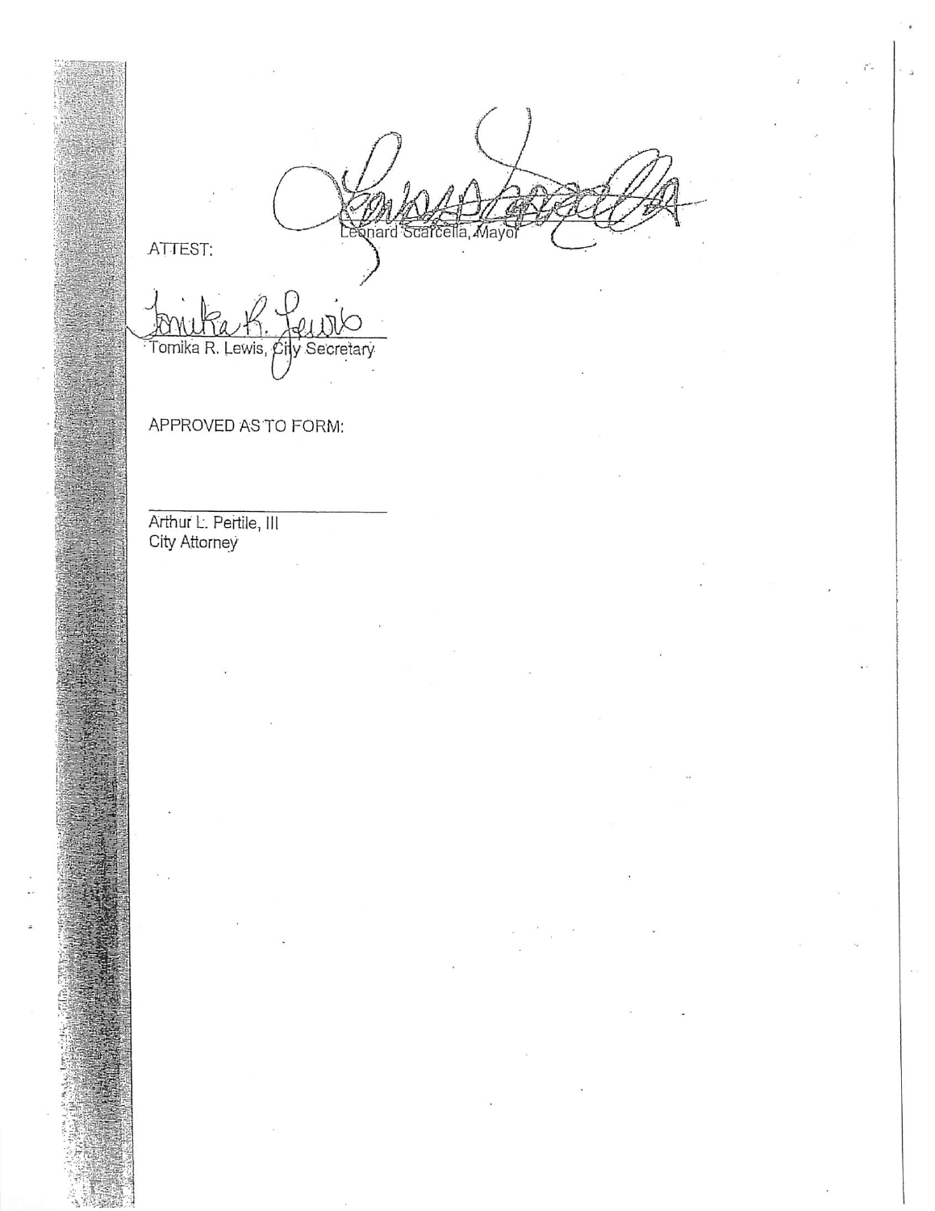Leonard Scarcella, Mayor

ATTEST:

Tomika R. Lewis, City Secretary

APPROVED AS TO FORM:

Arthur L. Pertile, III
City Attorney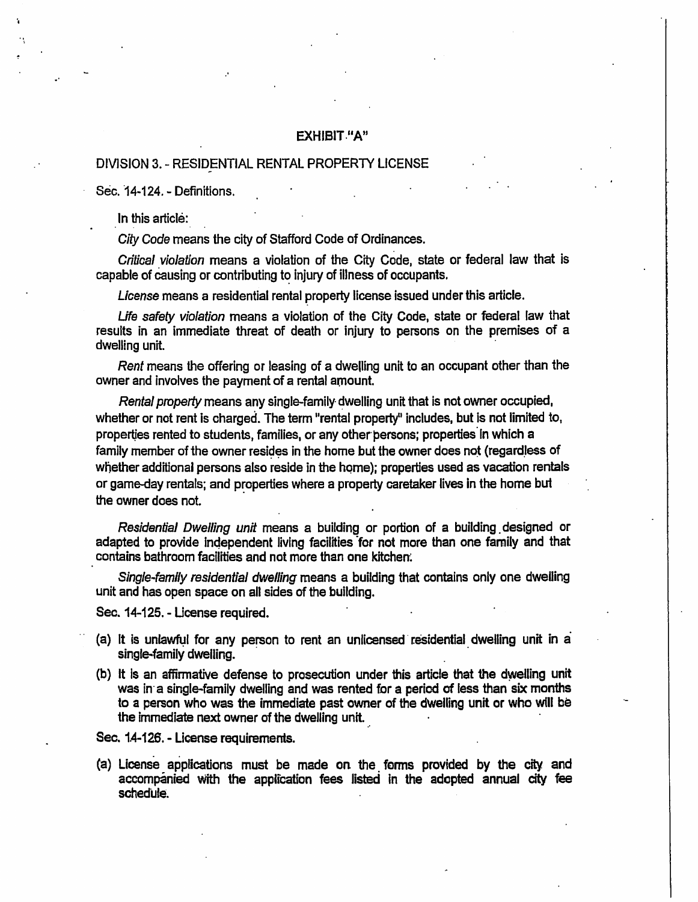# EXHIBIT "A"

## DIVISION 3. - RESIDENTIAL RENTAL PROPERTY LICENSE

### Sec. 14-124. - Definitions.

In this article:

*City Code* means the city of Stafford Code of Ordinances.

*Critical violation* means a violation of the City Code, state or federal law that is capable of causing or contributing to injury of illness of occupants.

*License* means a residential rental property license issued under this article.

*Life safety violation* means a violation of the City Code, state or federal law that results in an immediate threat of death or injury to persons on the premises of a dwelling unit.

*Rent* means the offering or leasing of a dwelling unit to an occupant other than the owner and involves the payment of a rental amount.

*Rental property* means any single-family dwelling unit that is not owner occupied, whether or not rent is charged. The term "rental property" includes, but is not limited to, properties rented to students, families, or any other persons; properties in which a family member of the owner resides in the home but the owner does not (regardless of whether additional persons also reside in the home); properties used as vacation rentals or game-day rentals; and properties where a property caretaker lives in the home but the owner does not.

*Residential Dwelling unit* means a building or portion of a building designed or adapted to provide independent living facilities for not more than one family and that contains bathroom facilities and not more than one kitchen.

*Single-family residential dwelling* means a building that contains only one dwelling unit and has open space on all sides of the building.

### Sec. 14-125. - License required.

(a) It is unlawful for any person to rent an unlicensed residential dwelling unit in a single-family dwelling.

(b) It is an affirmative defense to prosecution under this article that the dwelling unit was in a single-family dwelling and was rented for a period of less than six months to a person who was the immediate past owner of the dwelling unit or who will be the immediate next owner of the dwelling unit.

### Sec. 14-126. - License requirements.

(a) License applications must be made on the forms provided by the city and accompanied with the application fees listed in the adopted annual city fee schedule.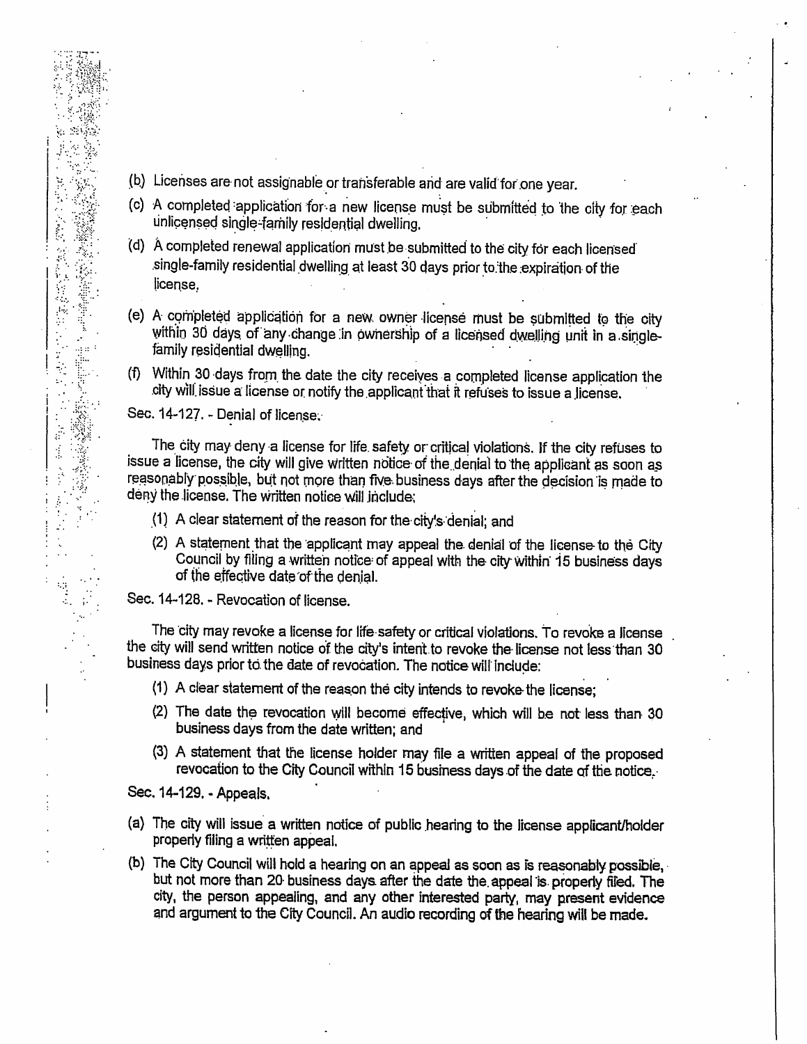(b) Licenses are not assignable or transferable and are valid for one year.

(c) A completed application for a new license must be submitted to the city for each unlicensed single-family residential dwelling.

(d) A completed renewal application must be submitted to the city for each licensed single-family residential dwelling at least 30 days prior to the expiration of the license.

(e) A completed application for a new owner license must be submitted to the city within 30 days of any change in ownership of a licensed dwelling unit in a single-family residential dwelling.

(f) Within 30 days from the date the city receives a completed license application the city will issue a license or notify the applicant that it refuses to issue a license.

Sec. 14-127. - Denial of license.

The city may deny a license for life safety or critical violations. If the city refuses to issue a license, the city will give written notice of the denial to the applicant as soon as reasonably possible, but not more than five business days after the decision is made to deny the license. The written notice will include:

(1) A clear statement of the reason for the city's denial; and

(2) A statement that the applicant may appeal the denial of the license to the City Council by filing a written notice of appeal with the city within 15 business days of the effective date of the denial.

Sec. 14-128. - Revocation of license.

The city may revoke a license for life safety or critical violations. To revoke a license the city will send written notice of the city's intent to revoke the license not less than 30 business days prior to the date of revocation. The notice will include:

(1) A clear statement of the reason the city intends to revoke the license;

(2) The date the revocation will become effective, which will be not less than 30 business days from the date written; and

(3) A statement that the license holder may file a written appeal of the proposed revocation to the City Council within 15 business days of the date of the notice.

Sec. 14-129. - Appeals.

(a) The city will issue a written notice of public hearing to the license applicant/holder properly filing a written appeal.

(b) The City Council will hold a hearing on an appeal as soon as is reasonably possible, but not more than 20 business days after the date the appeal is properly filed. The city, the person appealing, and any other interested party, may present evidence and argument to the City Council. An audio recording of the hearing will be made.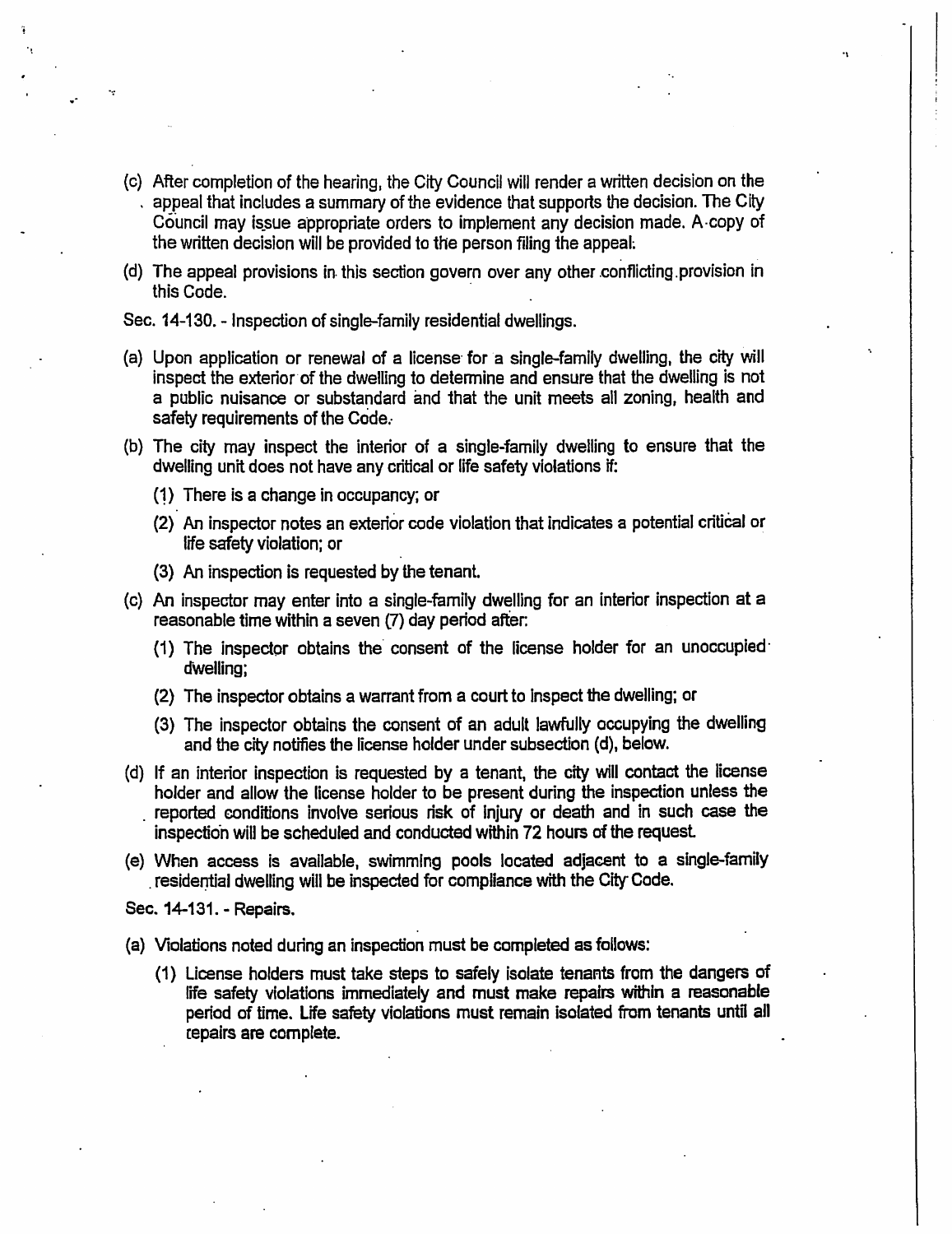(c) After completion of the hearing, the City Council will render a written decision on the appeal that includes a summary of the evidence that supports the decision. The City Council may issue appropriate orders to implement any decision made. A copy of the written decision will be provided to the person filing the appeal.

(d) The appeal provisions in this section govern over any other conflicting provision in this Code.

Sec. 14-130. - Inspection of single-family residential dwellings.

(a) Upon application or renewal of a license for a single-family dwelling, the city will inspect the exterior of the dwelling to determine and ensure that the dwelling is not a public nuisance or substandard and that the unit meets all zoning, health and safety requirements of the Code.

(b) The city may inspect the interior of a single-family dwelling to ensure that the dwelling unit does not have any critical or life safety violations if:

   (1) There is a change in occupancy; or

   (2) An inspector notes an exterior code violation that indicates a potential critical or life safety violation; or

   (3) An inspection is requested by the tenant.

(c) An inspector may enter into a single-family dwelling for an interior inspection at a reasonable time within a seven (7) day period after:

   (1) The inspector obtains the consent of the license holder for an unoccupied dwelling;

   (2) The inspector obtains a warrant from a court to inspect the dwelling; or

   (3) The inspector obtains the consent of an adult lawfully occupying the dwelling and the city notifies the license holder under subsection (d), below.

(d) If an interior inspection is requested by a tenant, the city will contact the license holder and allow the license holder to be present during the inspection unless the reported conditions involve serious risk of injury or death and in such case the inspection will be scheduled and conducted within 72 hours of the request.

(e) When access is available, swimming pools located adjacent to a single-family residential dwelling will be inspected for compliance with the City Code.

Sec. 14-131. - Repairs.

(a) Violations noted during an inspection must be completed as follows:

   (1) License holders must take steps to safely isolate tenants from the dangers of life safety violations immediately and must make repairs within a reasonable period of time. Life safety violations must remain isolated from tenants until all repairs are complete.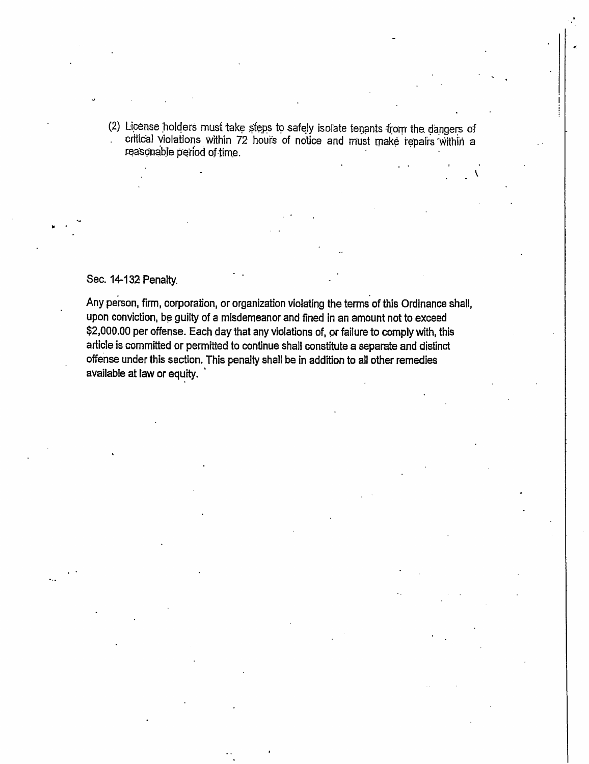(2) License holders must take steps to safely isolate tenants from the dangers of critical violations within 72 hours of notice and must make repairs within a reasonable period of time.

Sec. 14-132 Penalty.

Any person, firm, corporation, or organization violating the terms of this Ordinance shall, upon conviction, be guilty of a misdemeanor and fined in an amount not to exceed $2,000.00 per offense. Each day that any violations of, or failure to comply with, this article is committed or permitted to continue shall constitute a separate and distinct offense under this section. This penalty shall be in addition to all other remedies available at law or equity.